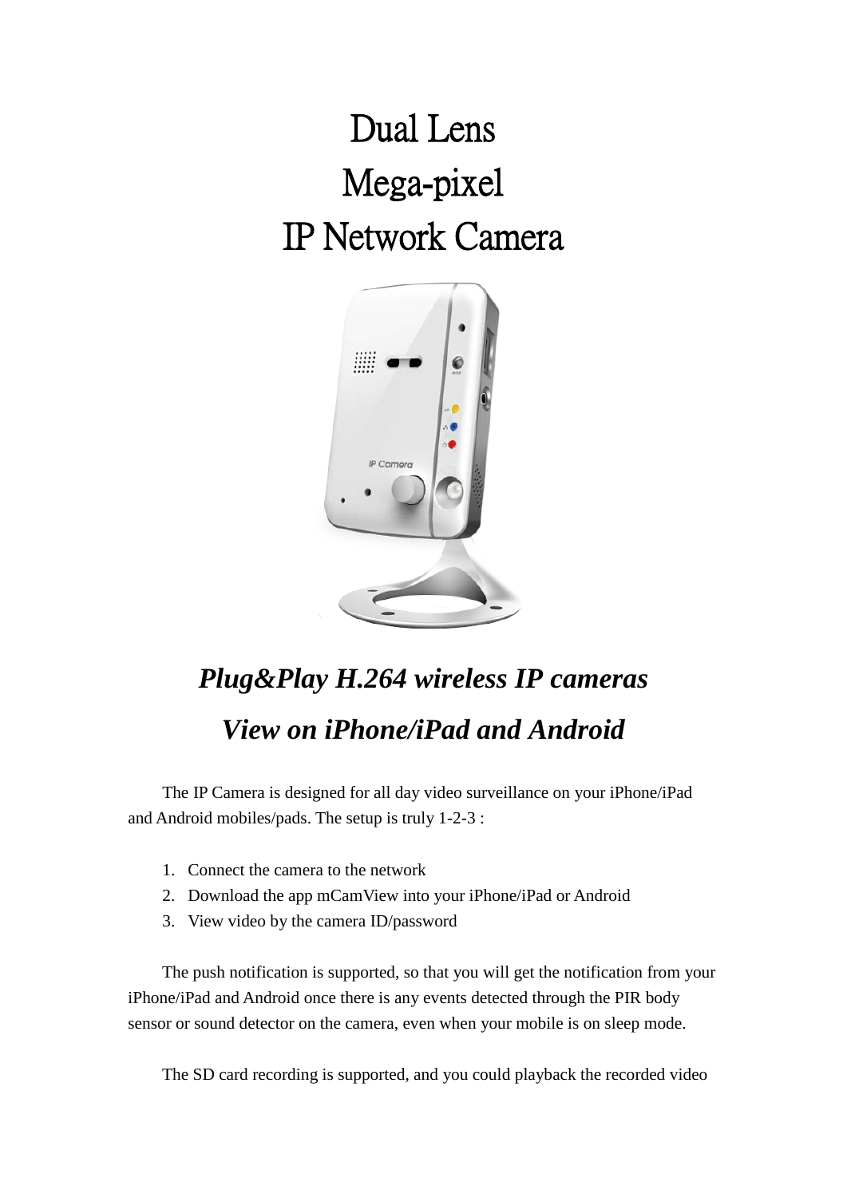# Dual Lens
# Mega-pixel
# IP Network Camera

## *Plug&Play H.264 wireless IP cameras*
## *View on iPhone/iPad and Android*

The IP Camera is designed for all day video surveillance on your iPhone/iPad and Android mobiles/pads. The setup is truly 1-2-3 :

1. Connect the camera to the network
2. Download the app mCamView into your iPhone/iPad or Android
3. View video by the camera ID/password

The push notification is supported, so that you will get the notification from your iPhone/iPad and Android once there is any events detected through the PIR body sensor or sound detector on the camera, even when your mobile is on sleep mode.

The SD card recording is supported, and you could playback the recorded video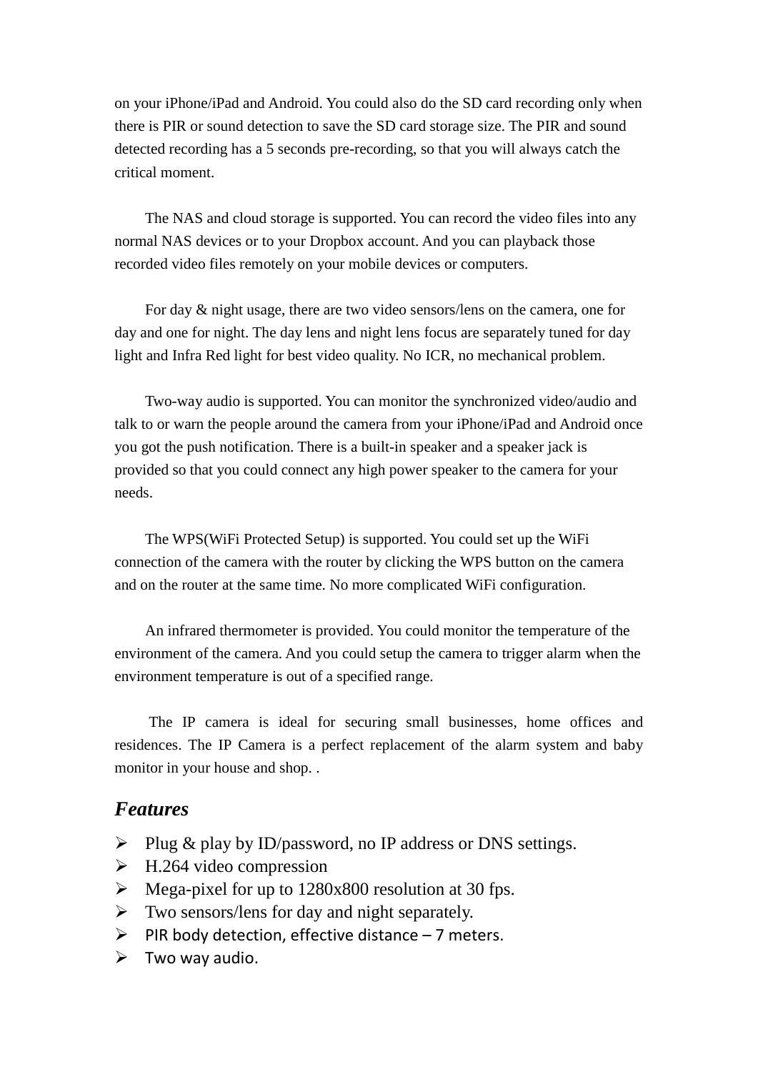on your iPhone/iPad and Android. You could also do the SD card recording only when there is PIR or sound detection to save the SD card storage size. The PIR and sound detected recording has a 5 seconds pre-recording, so that you will always catch the critical moment.

The NAS and cloud storage is supported. You can record the video files into any normal NAS devices or to your Dropbox account. And you can playback those recorded video files remotely on your mobile devices or computers.

For day & night usage, there are two video sensors/lens on the camera, one for day and one for night. The day lens and night lens focus are separately tuned for day light and Infra Red light for best video quality. No ICR, no mechanical problem.

Two-way audio is supported. You can monitor the synchronized video/audio and talk to or warn the people around the camera from your iPhone/iPad and Android once you got the push notification. There is a built-in speaker and a speaker jack is provided so that you could connect any high power speaker to the camera for your needs.

The WPS(WiFi Protected Setup) is supported. You could set up the WiFi connection of the camera with the router by clicking the WPS button on the camera and on the router at the same time. No more complicated WiFi configuration.

An infrared thermometer is provided. You could monitor the temperature of the environment of the camera. And you could setup the camera to trigger alarm when the environment temperature is out of a specified range.

The IP camera is ideal for securing small businesses, home offices and residences. The IP Camera is a perfect replacement of the alarm system and baby monitor in your house and shop. .

## *Features*

- Plug & play by ID/password, no IP address or DNS settings.
- H.264 video compression
- Mega-pixel for up to 1280x800 resolution at 30 fps.
- Two sensors/lens for day and night separately.
- PIR body detection, effective distance – 7 meters.
- Two way audio.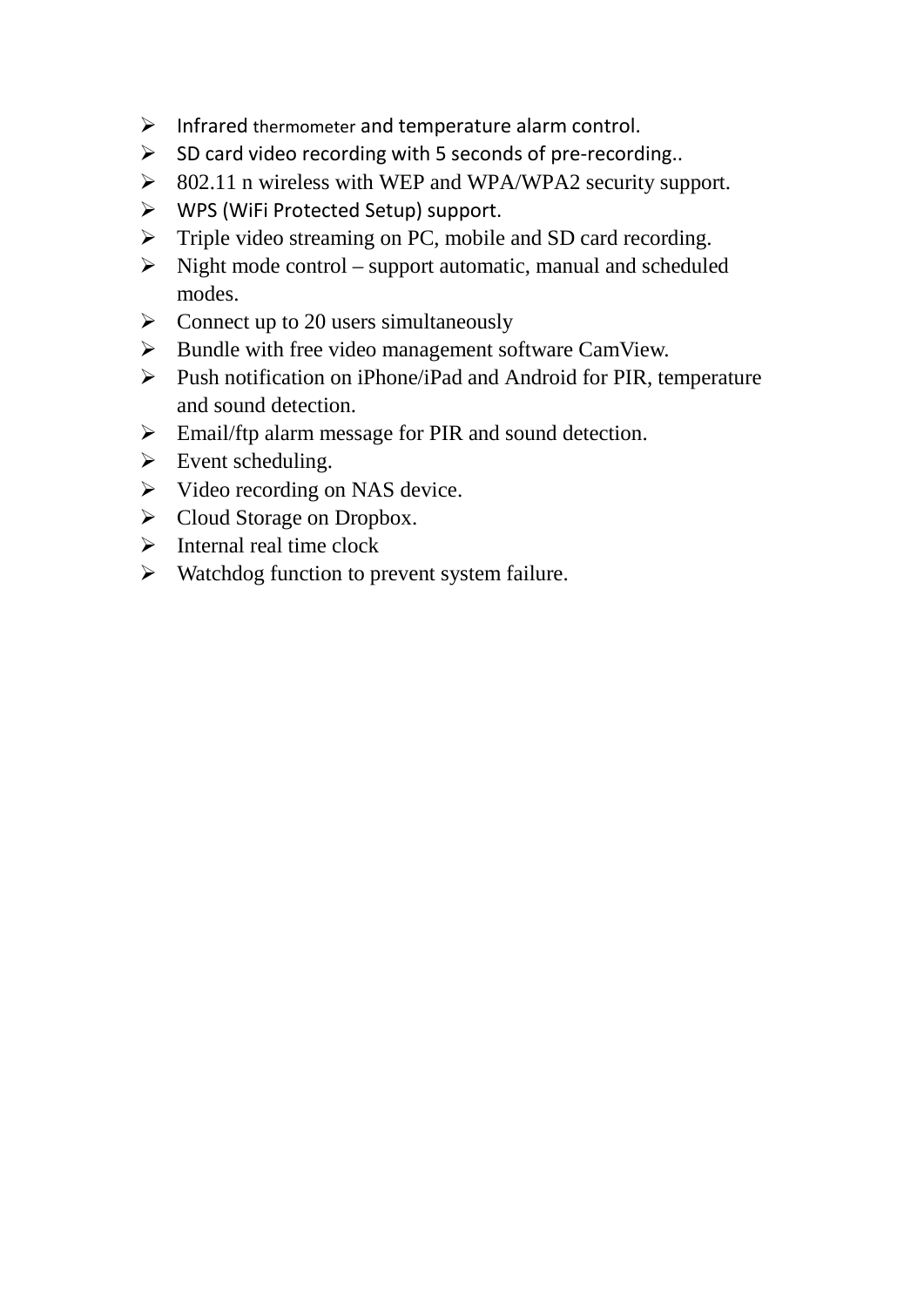- Infrared thermometer and temperature alarm control.
- SD card video recording with 5 seconds of pre-recording..
- 802.11 n wireless with WEP and WPA/WPA2 security support.
- WPS (WiFi Protected Setup) support.
- Triple video streaming on PC, mobile and SD card recording.
- Night mode control – support automatic, manual and scheduled modes.
- Connect up to 20 users simultaneously
- Bundle with free video management software CamView.
- Push notification on iPhone/iPad and Android for PIR, temperature and sound detection.
- Email/ftp alarm message for PIR and sound detection.
- Event scheduling.
- Video recording on NAS device.
- Cloud Storage on Dropbox.
- Internal real time clock
- Watchdog function to prevent system failure.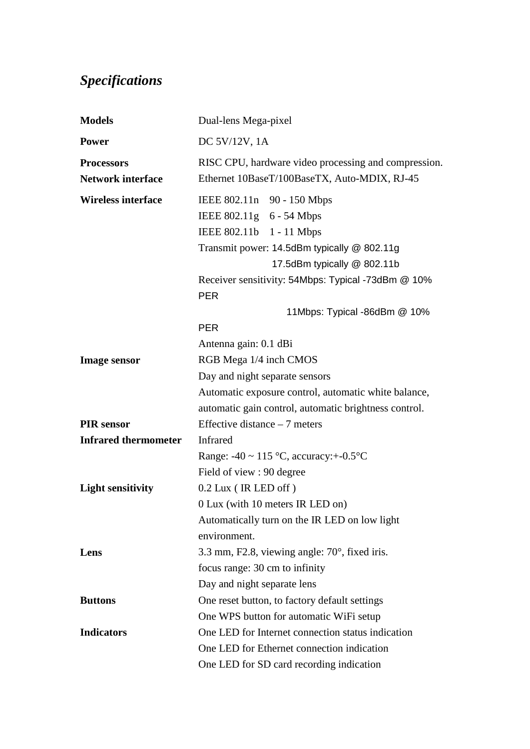## *Specifications*

| | |
|---|---|
| **Models** | Dual-lens Mega-pixel |
| **Power** | DC 5V/12V, 1A |
| **Processors** | RISC CPU, hardware video processing and compression. |
| **Network interface** | Ethernet 10BaseT/100BaseTX, Auto-MDIX, RJ-45 |
| **Wireless interface** | IEEE 802.11n 90 - 150 Mbps<br>IEEE 802.11g 6 - 54 Mbps<br>IEEE 802.11b 1 - 11 Mbps<br>Transmit power: 14.5dBm typically @ 802.11g<br>17.5dBm typically @ 802.11b<br>Receiver sensitivity: 54Mbps: Typical -73dBm @ 10% PER<br>11Mbps: Typical -86dBm @ 10% PER<br>Antenna gain: 0.1 dBi |
| **Image sensor** | RGB Mega 1/4 inch CMOS<br>Day and night separate sensors<br>Automatic exposure control, automatic white balance, automatic gain control, automatic brightness control. |
| **PIR sensor** | Effective distance – 7 meters |
| **Infrared thermometer** | Infrared<br>Range: -40 ~ 115 °C, accuracy:+-0.5°C<br>Field of view : 90 degree |
| **Light sensitivity** | 0.2 Lux ( IR LED off )<br>0 Lux (with 10 meters IR LED on)<br>Automatically turn on the IR LED on low light environment. |
| **Lens** | 3.3 mm, F2.8, viewing angle: 70°, fixed iris.<br>focus range: 30 cm to infinity<br>Day and night separate lens |
| **Buttons** | One reset button, to factory default settings<br>One WPS button for automatic WiFi setup |
| **Indicators** | One LED for Internet connection status indication<br>One LED for Ethernet connection indication<br>One LED for SD card recording indication |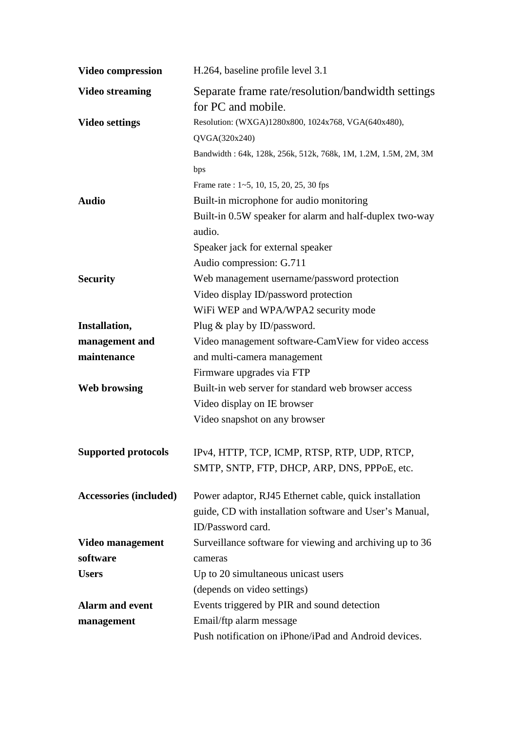| | |
|---|---|
| **Video compression** | H.264, baseline profile level 3.1 |
| **Video streaming** | Separate frame rate/resolution/bandwidth settings for PC and mobile. |
| **Video settings** | Resolution: (WXGA)1280x800, 1024x768, VGA(640x480), QVGA(320x240)<br>Bandwidth : 64k, 128k, 256k, 512k, 768k, 1M, 1.2M, 1.5M, 2M, 3M bps<br>Frame rate : 1~5, 10, 15, 20, 25, 30 fps |
| **Audio** | Built-in microphone for audio monitoring<br>Built-in 0.5W speaker for alarm and half-duplex two-way audio.<br>Speaker jack for external speaker<br>Audio compression: G.711 |
| **Security** | Web management username/password protection<br>Video display ID/password protection<br>WiFi WEP and WPA/WPA2 security mode |
| **Installation, management and maintenance** | Plug & play by ID/password.<br>Video management software-CamView for video access and multi-camera management<br>Firmware upgrades via FTP |
| **Web browsing** | Built-in web server for standard web browser access<br>Video display on IE browser<br>Video snapshot on any browser |
| **Supported protocols** | IPv4, HTTP, TCP, ICMP, RTSP, RTP, UDP, RTCP, SMTP, SNTP, FTP, DHCP, ARP, DNS, PPPoE, etc. |
| **Accessories (included)** | Power adaptor, RJ45 Ethernet cable, quick installation guide, CD with installation software and User's Manual, ID/Password card. |
| **Video management software** | Surveillance software for viewing and archiving up to 36 cameras |
| **Users** | Up to 20 simultaneous unicast users<br>(depends on video settings) |
| **Alarm and event management** | Events triggered by PIR and sound detection<br>Email/ftp alarm message<br>Push notification on iPhone/iPad and Android devices. |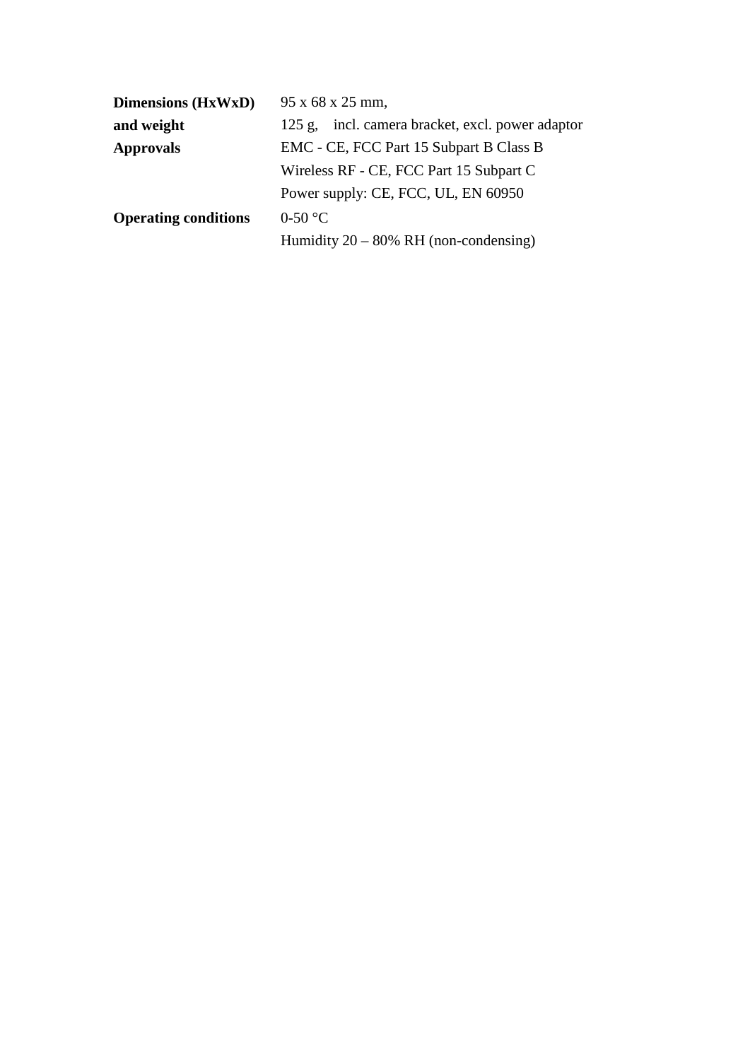| | |
|---|---|
| **Dimensions (HxWxD) and weight** | 95 x 68 x 25 mm, 125 g, incl. camera bracket, excl. power adaptor |
| **Approvals** | EMC - CE, FCC Part 15 Subpart B Class B<br>Wireless RF - CE, FCC Part 15 Subpart C<br>Power supply: CE, FCC, UL, EN 60950 |
| **Operating conditions** | 0-50 °C<br>Humidity 20 – 80% RH (non-condensing) |